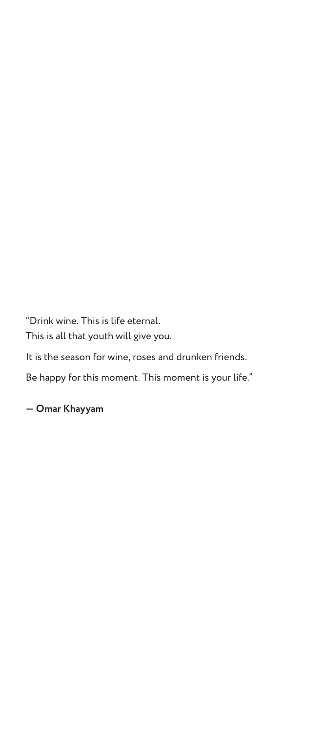"Drink wine. This is life eternal.
This is all that youth will give you.

It is the season for wine, roses and drunken friends.

Be happy for this moment. This moment is your life."

**— Omar Khayyam**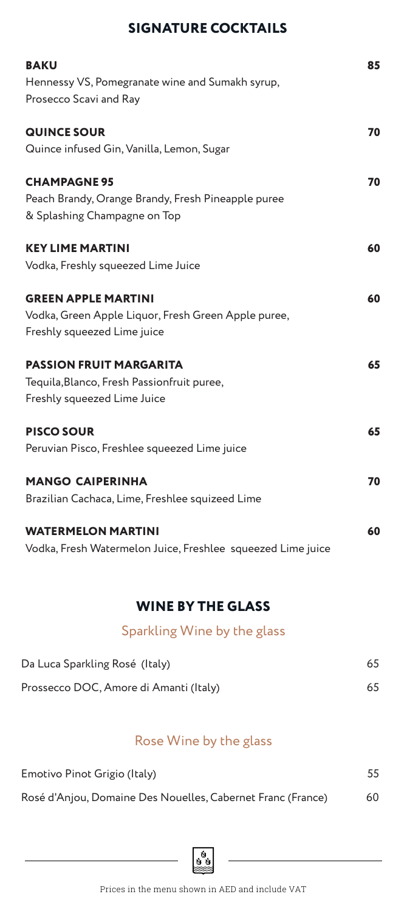# SIGNATURE COCKTAILS

**BAKU** 85
Hennessy VS, Pomegranate wine and Sumakh syrup, Prosecco Scavi and Ray

**QUINCE SOUR** 70
Quince infused Gin, Vanilla, Lemon, Sugar

**CHAMPAGNE 95** 70
Peach Brandy, Orange Brandy, Fresh Pineapple puree & Splashing Champagne on Top

**KEY LIME MARTINI** 60
Vodka, Freshly squeezed Lime Juice

**GREEN APPLE MARTINI** 60
Vodka, Green Apple Liquor, Fresh Green Apple puree, Freshly squeezed Lime juice

**PASSION FRUIT MARGARITA** 65
Tequila,Blanco, Fresh Passionfruit puree, Freshly squeezed Lime Juice

**PISCO SOUR** 65
Peruvian Pisco, Freshlee squeezed Lime juice

**MANGO CAIPERINHA** 70
Brazilian Cachaca, Lime, Freshlee squizeed Lime

**WATERMELON MARTINI** 60
Vodka, Fresh Watermelon Juice, Freshlee squeezed Lime juice

# WINE BY THE GLASS

## Sparkling Wine by the glass

| | |
|---|---|
| Da Luca Sparkling Rosé (Italy) | 65 |
| Prossecco DOC, Amore di Amanti (Italy) | 65 |

## Rose Wine by the glass

| | |
|---|---|
| Emotivo Pinot Grigio (Italy) | 55 |
| Rosé d'Anjou, Domaine Des Nouelles, Cabernet Franc (France) | 60 |

Prices in the menu shown in AED and include VAT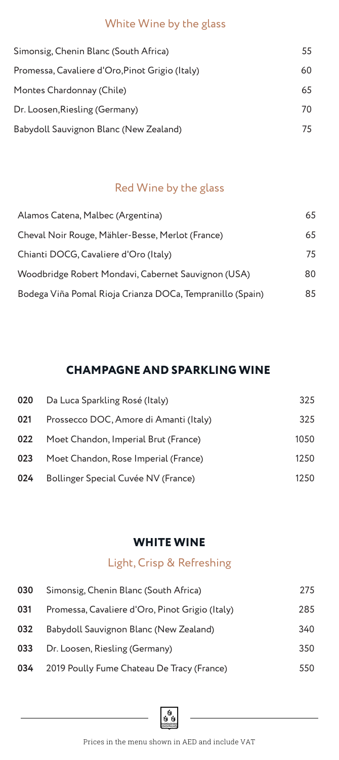## White Wine by the glass

| | |
|---|---|
| Simonsig, Chenin Blanc (South Africa) | 55 |
| Promessa, Cavaliere d'Oro,Pinot Grigio (Italy) | 60 |
| Montes Chardonnay (Chile) | 65 |
| Dr. Loosen,Riesling (Germany) | 70 |
| Babydoll Sauvignon Blanc (New Zealand) | 75 |

## Red Wine by the glass

| | |
|---|---|
| Alamos Catena, Malbec (Argentina) | 65 |
| Cheval Noir Rouge, Mähler-Besse, Merlot (France) | 65 |
| Chianti DOCG, Cavaliere d'Oro (Italy) | 75 |
| Woodbridge Robert Mondavi, Cabernet Sauvignon (USA) | 80 |
| Bodega Viña Pomal Rioja Crianza DOCa, Tempranillo (Spain) | 85 |

## CHAMPAGNE AND SPARKLING WINE

| | | |
|---|---|---|
| **020** | Da Luca Sparkling Rosé (Italy) | 325 |
| **021** | Prossecco DOC, Amore di Amanti (Italy) | 325 |
| **022** | Moet Chandon, Imperial Brut (France) | 1050 |
| **023** | Moet Chandon, Rose Imperial (France) | 1250 |
| **024** | Bollinger Special Cuvée NV (France) | 1250 |

## WHITE WINE

### Light, Crisp & Refreshing

| | | |
|---|---|---|
| **030** | Simonsig, Chenin Blanc (South Africa) | 275 |
| **031** | Promessa, Cavaliere d'Oro, Pinot Grigio (Italy) | 285 |
| **032** | Babydoll Sauvignon Blanc (New Zealand) | 340 |
| **033** | Dr. Loosen, Riesling (Germany) | 350 |
| **034** | 2019 Poully Fume Chateau De Tracy (France) | 550 |

Prices in the menu shown in AED and include VAT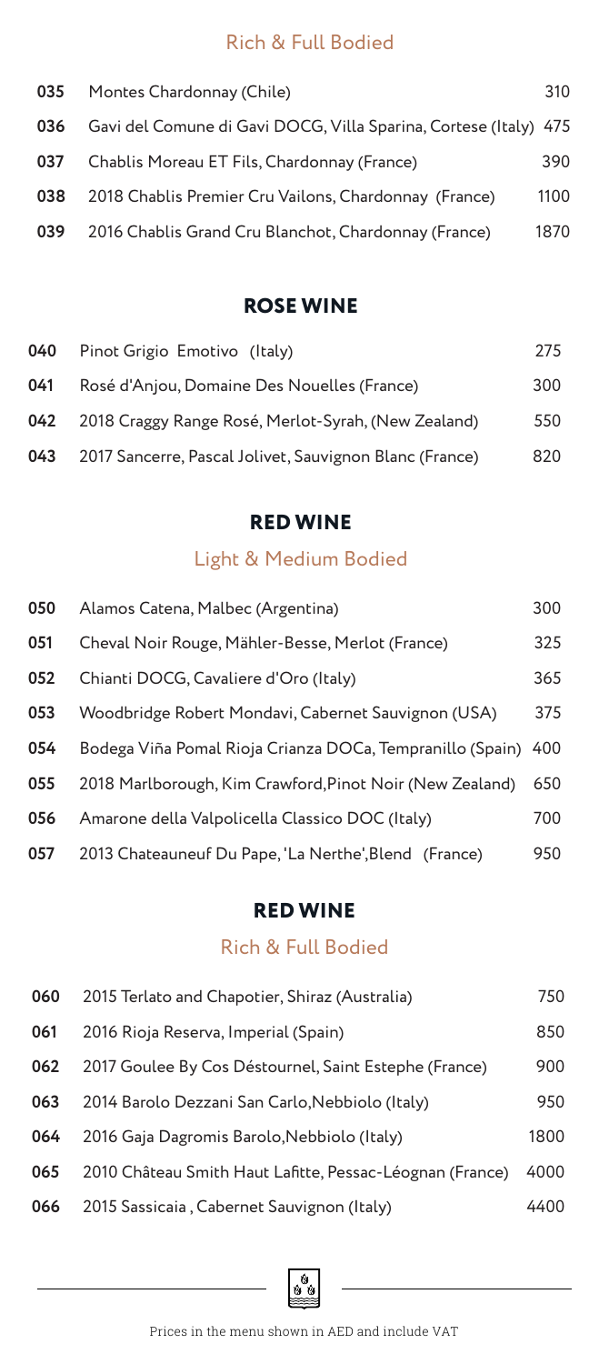### Rich & Full Bodied

| | | |
|---|---|---|
| 035 | Montes Chardonnay (Chile) | 310 |
| 036 | Gavi del Comune di Gavi DOCG, Villa Sparina, Cortese (Italy) | 475 |
| 037 | Chablis Moreau ET Fils, Chardonnay (France) | 390 |
| 038 | 2018 Chablis Premier Cru Vailons, Chardonnay (France) | 1100 |
| 039 | 2016 Chablis Grand Cru Blanchot, Chardonnay (France) | 1870 |

## ROSE WINE

| | | |
|---|---|---|
| 040 | Pinot Grigio Emotivo (Italy) | 275 |
| 041 | Rosé d'Anjou, Domaine Des Nouelles (France) | 300 |
| 042 | 2018 Craggy Range Rosé, Merlot-Syrah, (New Zealand) | 550 |
| 043 | 2017 Sancerre, Pascal Jolivet, Sauvignon Blanc (France) | 820 |

## RED WINE

### Light & Medium Bodied

| | | |
|---|---|---|
| 050 | Alamos Catena, Malbec (Argentina) | 300 |
| 051 | Cheval Noir Rouge, Mähler-Besse, Merlot (France) | 325 |
| 052 | Chianti DOCG, Cavaliere d'Oro (Italy) | 365 |
| 053 | Woodbridge Robert Mondavi, Cabernet Sauvignon (USA) | 375 |
| 054 | Bodega Viña Pomal Rioja Crianza DOCa, Tempranillo (Spain) | 400 |
| 055 | 2018 Marlborough, Kim Crawford,Pinot Noir (New Zealand) | 650 |
| 056 | Amarone della Valpolicella Classico DOC (Italy) | 700 |
| 057 | 2013 Chateauneuf Du Pape, 'La Nerthe',Blend (France) | 950 |

## RED WINE

### Rich & Full Bodied

| | | |
|---|---|---|
| 060 | 2015 Terlato and Chapotier, Shiraz (Australia) | 750 |
| 061 | 2016 Rioja Reserva, Imperial (Spain) | 850 |
| 062 | 2017 Goulee By Cos Déstournel, Saint Estephe (France) | 900 |
| 063 | 2014 Barolo Dezzani San Carlo,Nebbiolo (Italy) | 950 |
| 064 | 2016 Gaja Dagromis Barolo,Nebbiolo (Italy) | 1800 |
| 065 | 2010 Château Smith Haut Lafitte, Pessac-Léognan (France) | 4000 |
| 066 | 2015 Sassicaia , Cabernet Sauvignon (Italy) | 4400 |

Prices in the menu shown in AED and include VAT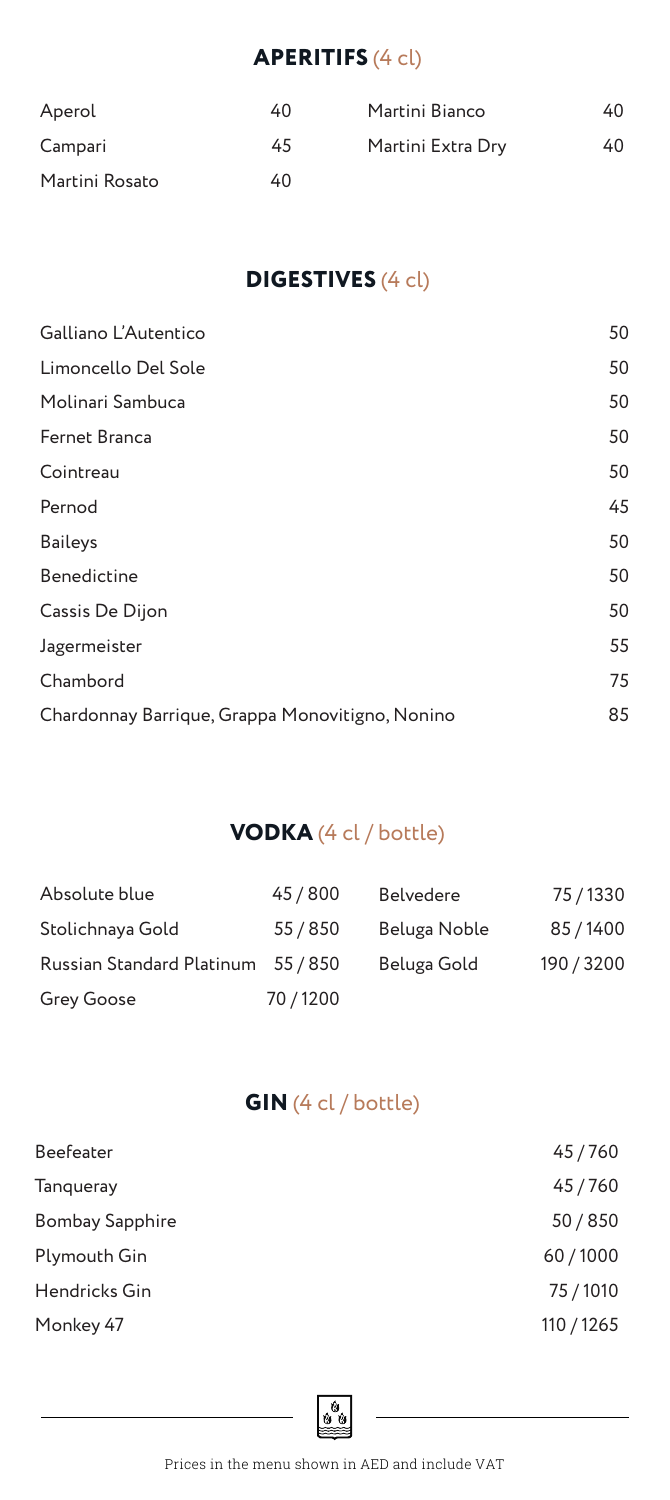## APERITIFS (4 cl)

| | | | |
|---|---|---|---|
| Aperol | 40 | Martini Bianco | 40 |
| Campari | 45 | Martini Extra Dry | 40 |
| Martini Rosato | 40 | | |

## DIGESTIVES (4 cl)

| | |
|---|---|
| Galliano L'Autentico | 50 |
| Limoncello Del Sole | 50 |
| Molinari Sambuca | 50 |
| Fernet Branca | 50 |
| Cointreau | 50 |
| Pernod | 45 |
| Baileys | 50 |
| Benedictine | 50 |
| Cassis De Dijon | 50 |
| Jagermeister | 55 |
| Chambord | 75 |
| Chardonnay Barrique, Grappa Monovitigno, Nonino | 85 |

## VODKA (4 cl / bottle)

| | | | |
|---|---|---|---|
| Absolute blue | 45 / 800 | Belvedere | 75 / 1330 |
| Stolichnaya Gold | 55 / 850 | Beluga Noble | 85 / 1400 |
| Russian Standard Platinum | 55 / 850 | Beluga Gold | 190 / 3200 |
| Grey Goose | 70 / 1200 | | |

## GIN (4 cl / bottle)

| | |
|---|---|
| Beefeater | 45 / 760 |
| Tanqueray | 45 / 760 |
| Bombay Sapphire | 50 / 850 |
| Plymouth Gin | 60 / 1000 |
| Hendricks Gin | 75 / 1010 |
| Monkey 47 | 110 / 1265 |

Prices in the menu shown in AED and include VAT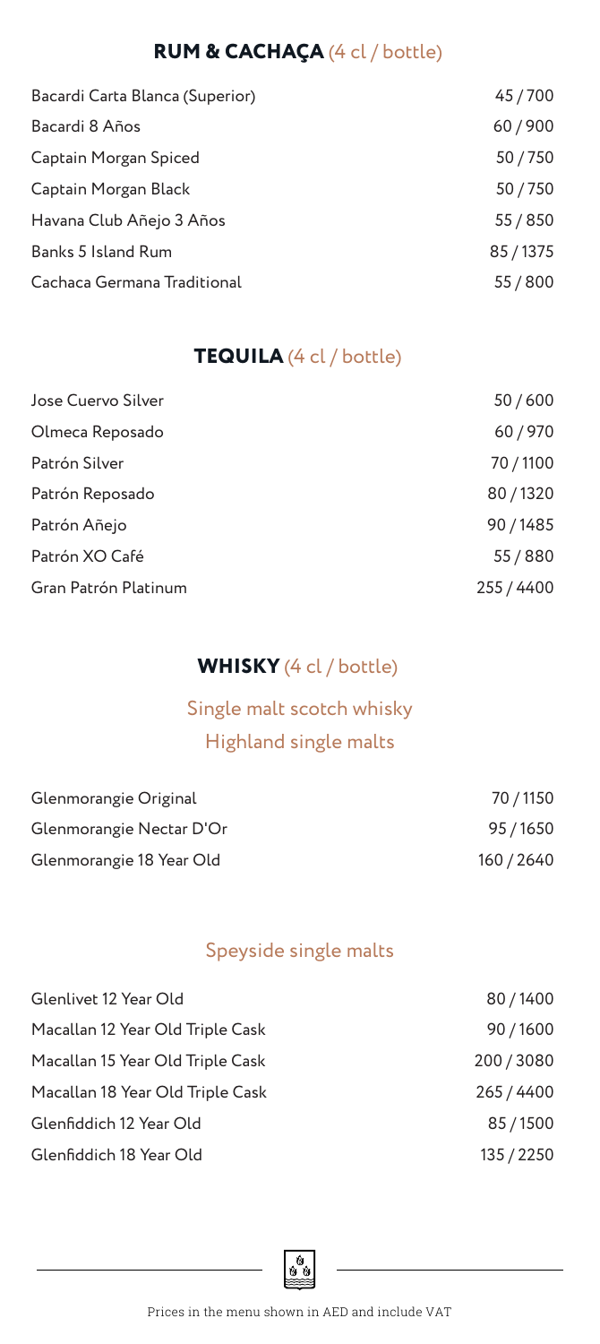## **RUM & CACHAÇA** (4 cl / bottle)

| | |
|---|---|
| Bacardi Carta Blanca (Superior) | 45 / 700 |
| Bacardi 8 Años | 60 / 900 |
| Captain Morgan Spiced | 50 / 750 |
| Captain Morgan Black | 50 / 750 |
| Havana Club Añejo 3 Años | 55 / 850 |
| Banks 5 Island Rum | 85 / 1375 |
| Cachaca Germana Traditional | 55 / 800 |

## **TEQUILA** (4 cl / bottle)

| | |
|---|---|
| Jose Cuervo Silver | 50 / 600 |
| Olmeca Reposado | 60 / 970 |
| Patrón Silver | 70 / 1100 |
| Patrón Reposado | 80 / 1320 |
| Patrón Añejo | 90 / 1485 |
| Patrón XO Café | 55 / 880 |
| Gran Patrón Platinum | 255 / 4400 |

## **WHISKY** (4 cl / bottle)

### Single malt scotch whisky

### Highland single malts

| | |
|---|---|
| Glenmorangie Original | 70 / 1150 |
| Glenmorangie Nectar D'Or | 95 / 1650 |
| Glenmorangie 18 Year Old | 160 / 2640 |

### Speyside single malts

| | |
|---|---|
| Glenlivet 12 Year Old | 80 / 1400 |
| Macallan 12 Year Old Triple Cask | 90 / 1600 |
| Macallan 15 Year Old Triple Cask | 200 / 3080 |
| Macallan 18 Year Old Triple Cask | 265 / 4400 |
| Glenfiddich 12 Year Old | 85 / 1500 |
| Glenfiddich 18 Year Old | 135 / 2250 |

Prices in the menu shown in AED and include VAT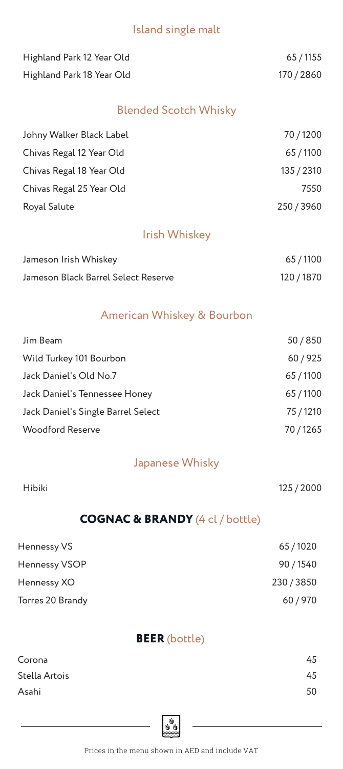### Island single malt

| | |
|---|---|
| Highland Park 12 Year Old | 65 / 1155 |
| Highland Park 18 Year Old | 170 / 2860 |

### Blended Scotch Whisky

| | |
|---|---|
| Johny Walker Black Label | 70 / 1200 |
| Chivas Regal 12 Year Old | 65 / 1100 |
| Chivas Regal 18 Year Old | 135 / 2310 |
| Chivas Regal 25 Year Old | 7550 |
| Royal Salute | 250 / 3960 |

### Irish Whiskey

| | |
|---|---|
| Jameson Irish Whiskey | 65 / 1100 |
| Jameson Black Barrel Select Reserve | 120 / 1870 |

### American Whiskey & Bourbon

| | |
|---|---|
| Jim Beam | 50 / 850 |
| Wild Turkey 101 Bourbon | 60 / 925 |
| Jack Daniel's Old No.7 | 65 / 1100 |
| Jack Daniel's Tennessee Honey | 65 / 1100 |
| Jack Daniel's Single Barrel Select | 75 / 1210 |
| Woodford Reserve | 70 / 1265 |

### Japanese Whisky

| | |
|---|---|
| Hibiki | 125 / 2000 |

## COGNAC & BRANDY (4 cl / bottle)

| | |
|---|---|
| Hennessy VS | 65 / 1020 |
| Hennessy VSOP | 90 / 1540 |
| Hennessy XO | 230 / 3850 |
| Torres 20 Brandy | 60 / 970 |

## BEER (bottle)

| | |
|---|---|
| Corona | 45 |
| Stella Artois | 45 |
| Asahi | 50 |

Prices in the menu shown in AED and include VAT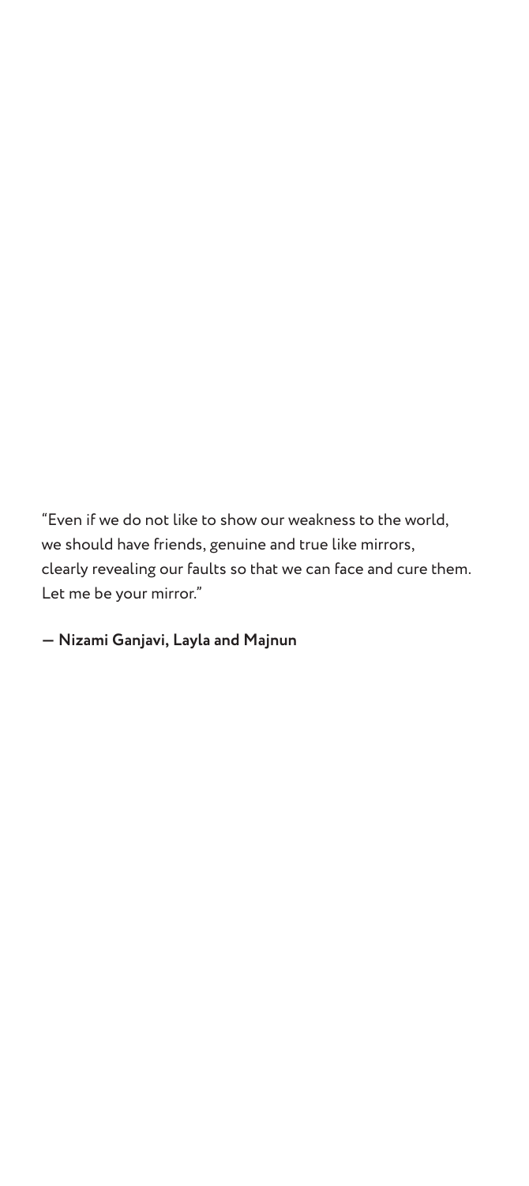"Even if we do not like to show our weakness to the world,
we should have friends, genuine and true like mirrors,
clearly revealing our faults so that we can face and cure them.
Let me be your mirror."

**— Nizami Ganjavi, Layla and Majnun**